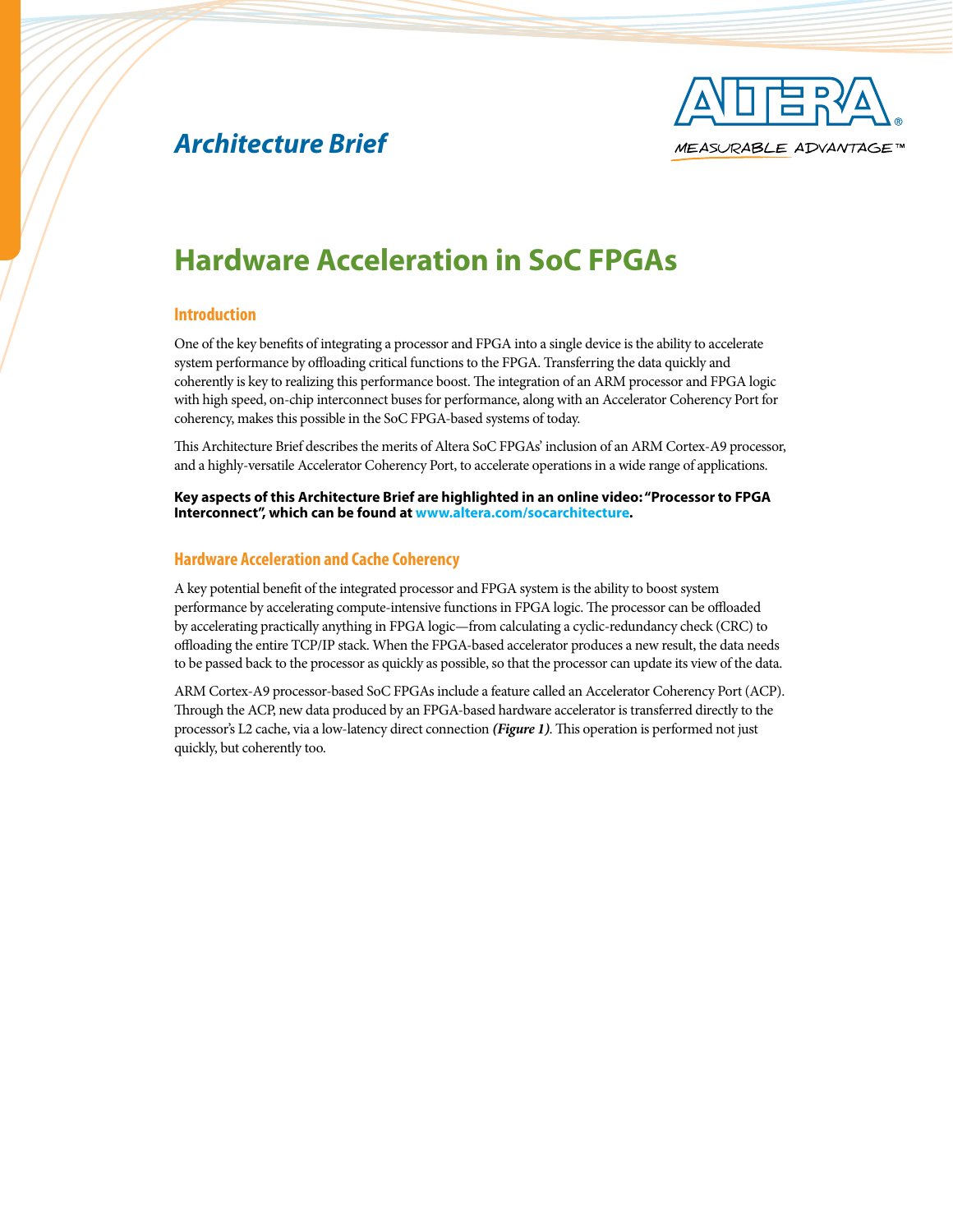*Architecture Brief*

# Hardware Acceleration in SoC FPGAs

## Introduction

One of the key benefits of integrating a processor and FPGA into a single device is the ability to accelerate system performance by offloading critical functions to the FPGA. Transferring the data quickly and coherently is key to realizing this performance boost. The integration of an ARM processor and FPGA logic with high speed, on-chip interconnect buses for performance, along with an Accelerator Coherency Port for coherency, makes this possible in the SoC FPGA-based systems of today.

This Architecture Brief describes the merits of Altera SoC FPGAs' inclusion of an ARM Cortex-A9 processor, and a highly-versatile Accelerator Coherency Port, to accelerate operations in a wide range of applications.

**Key aspects of this Architecture Brief are highlighted in an online video: "Processor to FPGA Interconnect", which can be found at www.altera.com/socarchitecture.**

## Hardware Acceleration and Cache Coherency

A key potential benefit of the integrated processor and FPGA system is the ability to boost system performance by accelerating compute-intensive functions in FPGA logic. The processor can be offloaded by accelerating practically anything in FPGA logic—from calculating a cyclic-redundancy check (CRC) to offloading the entire TCP/IP stack. When the FPGA-based accelerator produces a new result, the data needs to be passed back to the processor as quickly as possible, so that the processor can update its view of the data.

ARM Cortex-A9 processor-based SoC FPGAs include a feature called an Accelerator Coherency Port (ACP). Through the ACP, new data produced by an FPGA-based hardware accelerator is transferred directly to the processor's L2 cache, via a low-latency direct connection ***(Figure 1)***. This operation is performed not just quickly, but coherently too.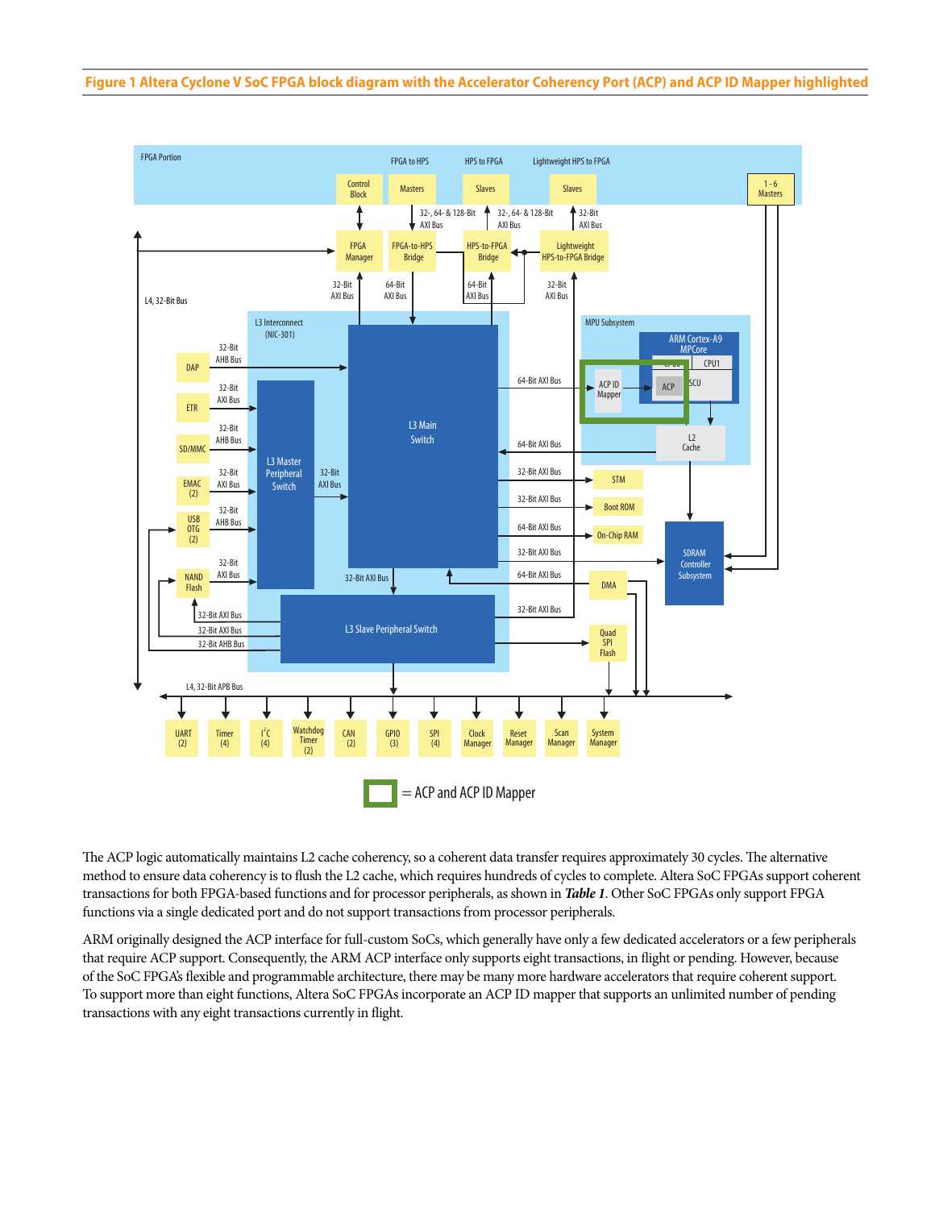**Figure 1 Altera Cyclone V SoC FPGA block diagram with the Accelerator Coherency Port (ACP) and ACP ID Mapper highlighted**

The ACP logic automatically maintains L2 cache coherency, so a coherent data transfer requires approximately 30 cycles. The alternative method to ensure data coherency is to flush the L2 cache, which requires hundreds of cycles to complete. Altera SoC FPGAs support coherent transactions for both FPGA-based functions and for processor peripherals, as shown in ***Table 1***. Other SoC FPGAs only support FPGA functions via a single dedicated port and do not support transactions from processor peripherals.

ARM originally designed the ACP interface for full-custom SoCs, which generally have only a few dedicated accelerators or a few peripherals that require ACP support. Consequently, the ARM ACP interface only supports eight transactions, in flight or pending. However, because of the SoC FPGA's flexible and programmable architecture, there may be many more hardware accelerators that require coherent support. To support more than eight functions, Altera SoC FPGAs incorporate an ACP ID mapper that supports an unlimited number of pending transactions with any eight transactions currently in flight.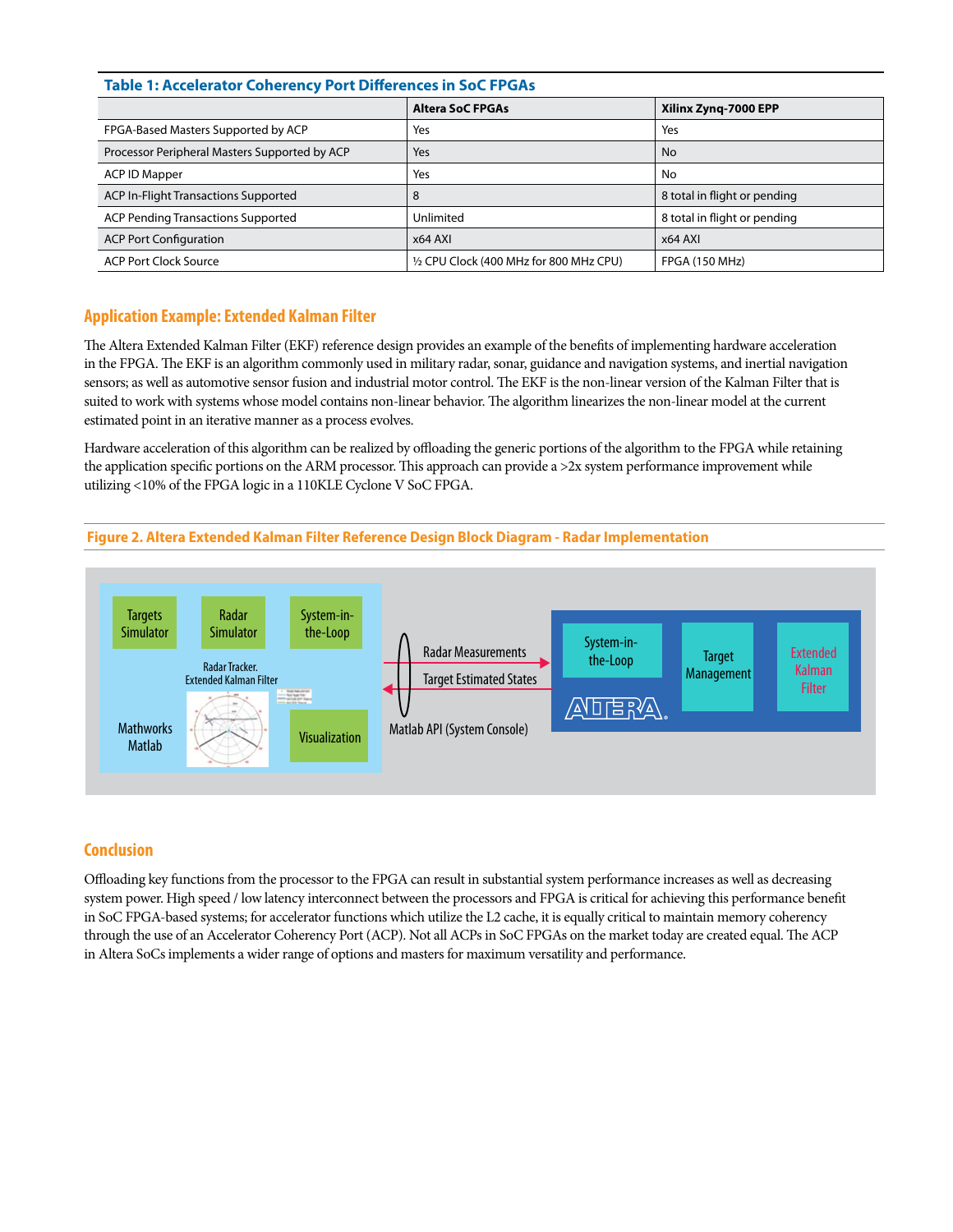**Table 1: Accelerator Coherency Port Differences in SoC FPGAs**

| | Altera SoC FPGAs | Xilinx Zynq-7000 EPP |
|---|---|---|
| FPGA-Based Masters Supported by ACP | Yes | Yes |
| Processor Peripheral Masters Supported by ACP | Yes | No |
| ACP ID Mapper | Yes | No |
| ACP In-Flight Transactions Supported | 8 | 8 total in flight or pending |
| ACP Pending Transactions Supported | Unlimited | 8 total in flight or pending |
| ACP Port Configuration | x64 AXI | x64 AXI |
| ACP Port Clock Source | ½ CPU Clock (400 MHz for 800 MHz CPU) | FPGA (150 MHz) |

## Application Example: Extended Kalman Filter

The Altera Extended Kalman Filter (EKF) reference design provides an example of the benefits of implementing hardware acceleration in the FPGA. The EKF is an algorithm commonly used in military radar, sonar, guidance and navigation systems, and inertial navigation sensors; as well as automotive sensor fusion and industrial motor control. The EKF is the non-linear version of the Kalman Filter that is suited to work with systems whose model contains non-linear behavior. The algorithm linearizes the non-linear model at the current estimated point in an iterative manner as a process evolves.

Hardware acceleration of this algorithm can be realized by offloading the generic portions of the algorithm to the FPGA while retaining the application specific portions on the ARM processor. This approach can provide a >2x system performance improvement while utilizing <10% of the FPGA logic in a 110KLE Cyclone V SoC FPGA.

**Figure 2. Altera Extended Kalman Filter Reference Design Block Diagram - Radar Implementation**

Targets Simulator | Radar Simulator | System-in-the-Loop | Radar Tracker. Extended Kalman Filter | Mathworks Matlab | Visualization

Radar Measurements → | ← Target Estimated States | Matlab API (System Console)

System-in-the-Loop | Target Management | Extended Kalman Filter | ALTERA

## Conclusion

Offloading key functions from the processor to the FPGA can result in substantial system performance increases as well as decreasing system power. High speed / low latency interconnect between the processors and FPGA is critical for achieving this performance benefit in SoC FPGA-based systems; for accelerator functions which utilize the L2 cache, it is equally critical to maintain memory coherency through the use of an Accelerator Coherency Port (ACP). Not all ACPs in SoC FPGAs on the market today are created equal. The ACP in Altera SoCs implements a wider range of options and masters for maximum versatility and performance.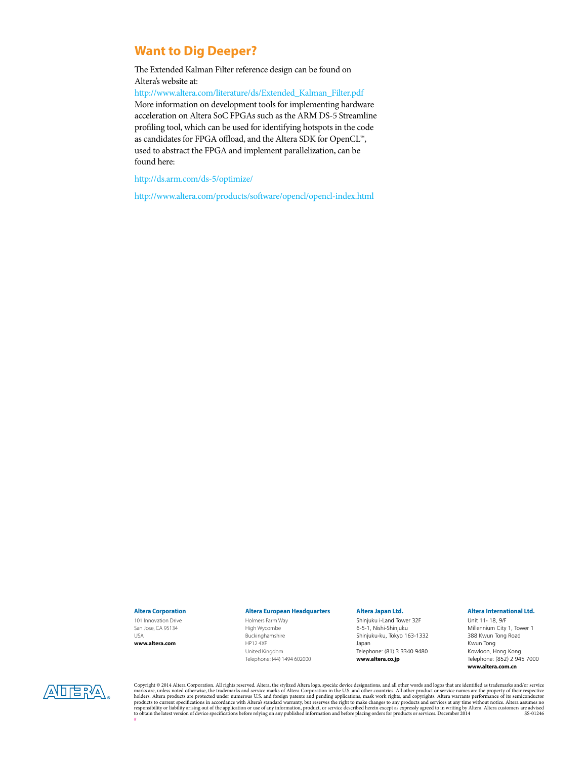## Want to Dig Deeper?

The Extended Kalman Filter reference design can be found on Altera's website at:

http://www.altera.com/literature/ds/Extended_Kalman_Filter.pdf

More information on development tools for implementing hardware acceleration on Altera SoC FPGAs such as the ARM DS-5 Streamline profiling tool, which can be used for identifying hotspots in the code as candidates for FPGA offload, and the Altera SDK for OpenCL™, used to abstract the FPGA and implement parallelization, can be found here:

http://ds.arm.com/ds-5/optimize/

http://www.altera.com/products/software/opencl/opencl-index.html

**Altera Corporation**
101 Innovation Drive
San Jose, CA 95134
USA
**www.altera.com**

**Altera European Headquarters**
Holmers Farm Way
High Wycombe
Buckinghamshire
HP12 4XF
United Kingdom
Telephone: (44) 1494 602000

**Altera Japan Ltd.**
Shinjuku i-Land Tower 32F
6-5-1, Nishi-Shinjuku
Shinjuku-ku, Tokyo 163-1332
Japan
Telephone: (81) 3 3340 9480
**www.altera.co.jp**

**Altera International Ltd.**
Unit 11- 18, 9/F
Millennium City 1, Tower 1
388 Kwun Tong Road
Kwun Tong
Kowloon, Hong Kong
Telephone: (852) 2 945 7000
**www.altera.com.cn**

Copyright © 2014 Altera Corporation. All rights reserved. Altera, the stylized Altera logo, specific device designations, and all other words and logos that are identified as trademarks and/or service marks are, unless noted otherwise, the trademarks and service marks of Altera Corporation in the U.S. and other countries. All other product or service names are the property of their respective holders. Altera products are protected under numerous U.S. and foreign patents and pending applications, mask work rights, and copyrights. Altera warrants performance of its semiconductor products to current specifications in accordance with Altera's standard warranty, but reserves the right to make changes to any products and services at any time without notice. Altera assumes no responsibility or liability arising out of the application or use of any information, product, or service described herein except as expressly agreed to in writing by Altera. Altera customers are advised to obtain the latest version of device specifications before relying on any published information and before placing orders for products or services. December 2014 SS-01246